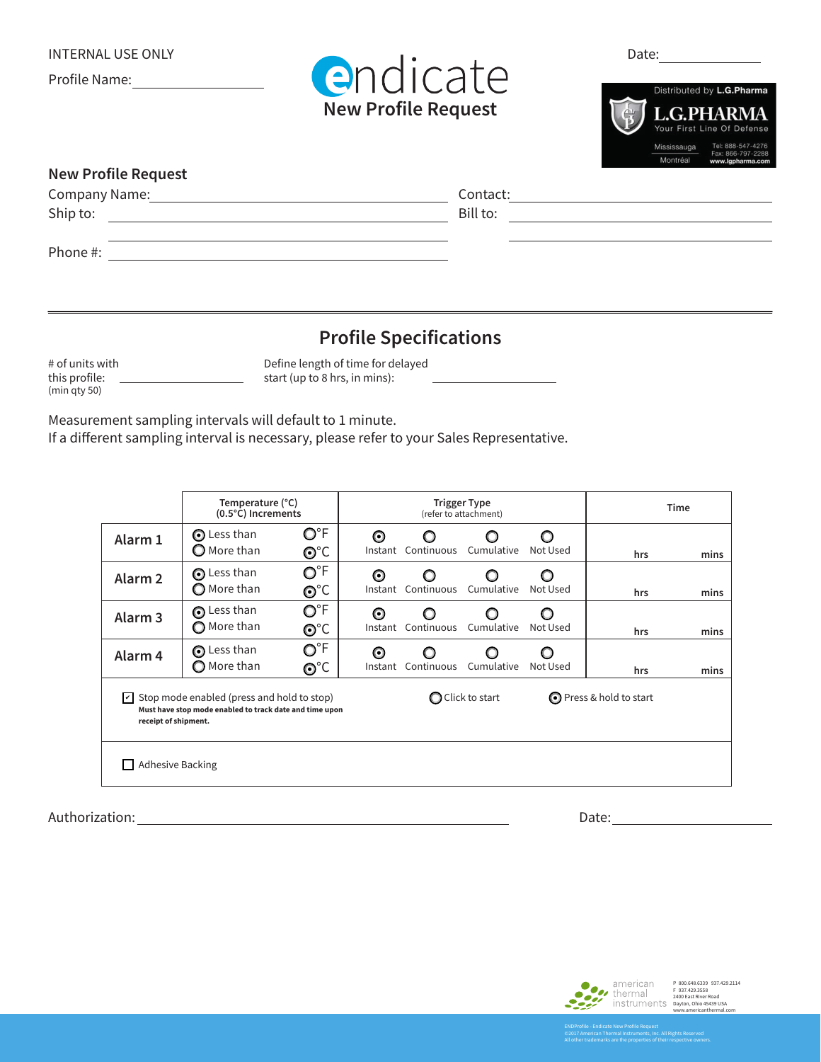INTERNAL USE ONLY

Profile Name: ____________________

Date: ______________

# endicate

## New Profile Request

Distributed by L.G.Pharma

L.G.PHARMA
Your First Line Of Defense

Mississauga
Montréal

Tel: 888-547-4276
Fax: 866-797-2288
www.lgpharma.com

## New Profile Request

Company Name: ________________________________ Contact: ________________________

Ship to: ________________________________ Bill to: ________________________

Phone #: ________________________________

## Profile Specifications

# of units with this profile: ______________ (min qty 50)

Define length of time for delayed start (up to 8 hrs, in mins): ______________

Measurement sampling intervals will default to 1 minute.
If a different sampling interval is necessary, please refer to your Sales Representative.

| | Temperature (°C) (0.5°C) Increments | Trigger Type (refer to attachment) | Time |
|---|---|---|---|
| Alarm 1 | ◉ Less than ○ More than ○°F ◉°C | ◉ Instant ○ Continuous ○ Cumulative ○ Not Used | hrs mins |
| Alarm 2 | ◉ Less than ○ More than ○°F ◉°C | ◉ Instant ○ Continuous ○ Cumulative ○ Not Used | hrs mins |
| Alarm 3 | ◉ Less than ○ More than ○°F ◉°C | ◉ Instant ○ Continuous ○ Cumulative ○ Not Used | hrs mins |
| Alarm 4 | ◉ Less than ○ More than ○°F ◉°C | ◉ Instant ○ Continuous ○ Cumulative ○ Not Used | hrs mins |

☑ Stop mode enabled (press and hold to stop)
**Must have stop mode enabled to track date and time upon receipt of shipment.**

○ Click to start  ◉ Press & hold to start

☐ Adhesive Backing

Authorization: ________________________________ Date: ______________

american thermal instruments

P 800.648.6339 937.429.2114
F 937.429.3558
2400 East River Road
Dayton, Ohio 45439 USA
www.americanthermal.com

ENDProfile - Endicate New Profile Request
©2017 American Thermal Instruments, Inc. All Rights Reserved
All other trademarks are the properties of their respective owners.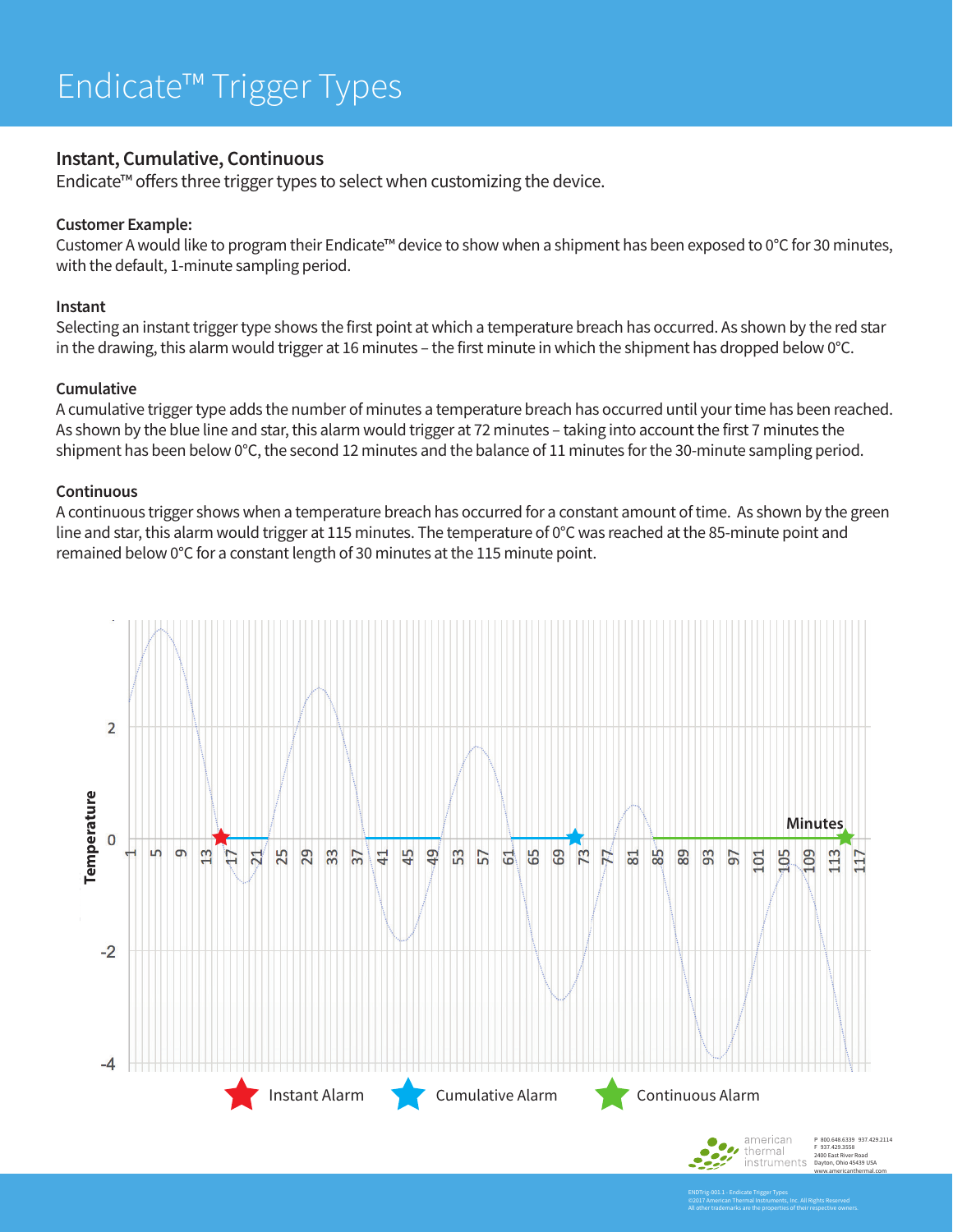# Endicate™ Trigger Types

### Instant, Cumulative, Continuous

Endicate™ offers three trigger types to select when customizing the device.

**Customer Example:**

Customer A would like to program their Endicate™ device to show when a shipment has been exposed to 0°C for 30 minutes, with the default, 1-minute sampling period.

**Instant**

Selecting an instant trigger type shows the first point at which a temperature breach has occurred. As shown by the red star in the drawing, this alarm would trigger at 16 minutes – the first minute in which the shipment has dropped below 0°C.

**Cumulative**

A cumulative trigger type adds the number of minutes a temperature breach has occurred until your time has been reached. As shown by the blue line and star, this alarm would trigger at 72 minutes – taking into account the first 7 minutes the shipment has been below 0°C, the second 12 minutes and the balance of 11 minutes for the 30-minute sampling period.

**Continuous**

A continuous trigger shows when a temperature breach has occurred for a constant amount of time. As shown by the green line and star, this alarm would trigger at 115 minutes. The temperature of 0°C was reached at the 85-minute point and remained below 0°C for a constant length of 30 minutes at the 115 minute point.

Temperature

2
0
-2
-4

Minutes

1 5 9 13 17 21 25 29 33 37 41 45 49 53 57 61 65 69 73 77 81 85 89 93 97 101 105 109 113 117

Instant Alarm    Cumulative Alarm    Continuous Alarm

american thermal instruments

P 800.648.6339 937.429.2114
F 937.429.3558
2400 East River Road
Dayton, Ohio 45439 USA
www.americanthermal.com

ENDTrig-001.1 - Endicate Trigger Types
©2017 American Thermal Instruments, Inc. All Rights Reserved
All other trademarks are the properties of their respective owners.